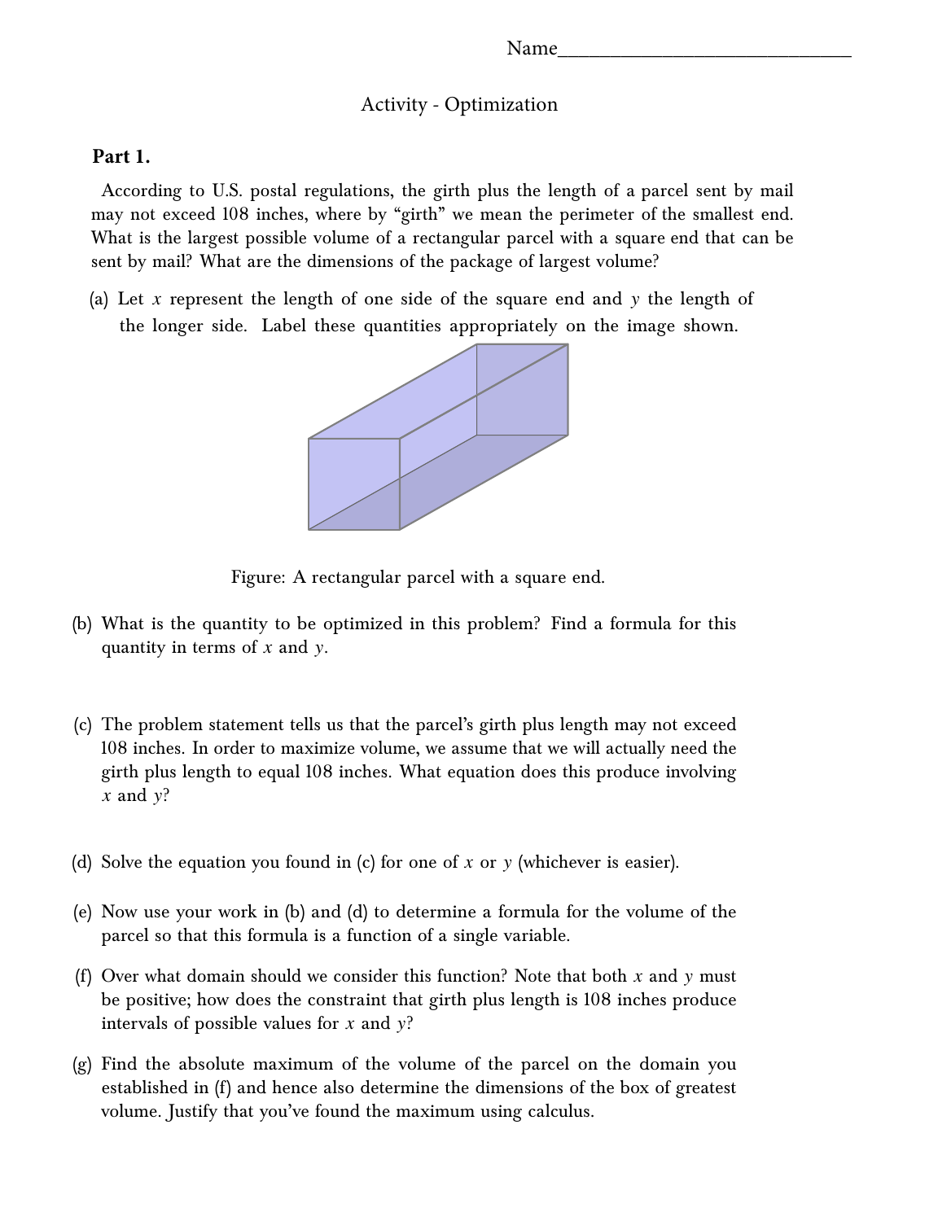Name______________________________

## Activity - Optimization

**Part 1.**

According to U.S. postal regulations, the girth plus the length of a parcel sent by mail may not exceed 108 inches, where by "girth" we mean the perimeter of the smallest end. What is the largest possible volume of a rectangular parcel with a square end that can be sent by mail? What are the dimensions of the package of largest volume?

(a) Let $x$ represent the length of one side of the square end and $y$ the length of the longer side. Label these quantities appropriately on the image shown.

Figure: A rectangular parcel with a square end.

(b) What is the quantity to be optimized in this problem? Find a formula for this quantity in terms of $x$ and $y$.

(c) The problem statement tells us that the parcel's girth plus length may not exceed 108 inches. In order to maximize volume, we assume that we will actually need the girth plus length to equal 108 inches. What equation does this produce involving $x$ and $y$?

(d) Solve the equation you found in (c) for one of $x$ or $y$ (whichever is easier).

(e) Now use your work in (b) and (d) to determine a formula for the volume of the parcel so that this formula is a function of a single variable.

(f) Over what domain should we consider this function? Note that both $x$ and $y$ must be positive; how does the constraint that girth plus length is 108 inches produce intervals of possible values for $x$ and $y$?

(g) Find the absolute maximum of the volume of the parcel on the domain you established in (f) and hence also determine the dimensions of the box of greatest volume. Justify that you've found the maximum using calculus.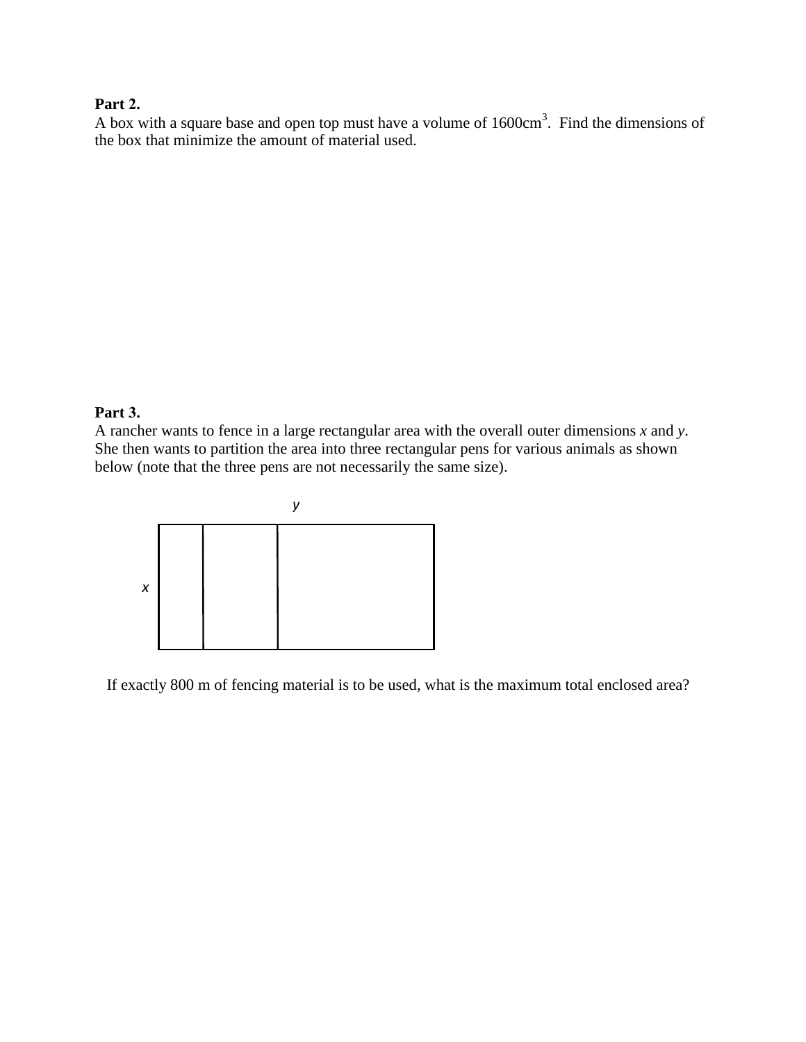**Part 2.**
A box with a square base and open top must have a volume of $1600 cm^3$. Find the dimensions of the box that minimize the amount of material used.

**Part 3.**
A rancher wants to fence in a large rectangular area with the overall outer dimensions $x$ and $y$. She then wants to partition the area into three rectangular pens for various animals as shown below (note that the three pens are not necessarily the same size).

y

x

If exactly 800 m of fencing material is to be used, what is the maximum total enclosed area?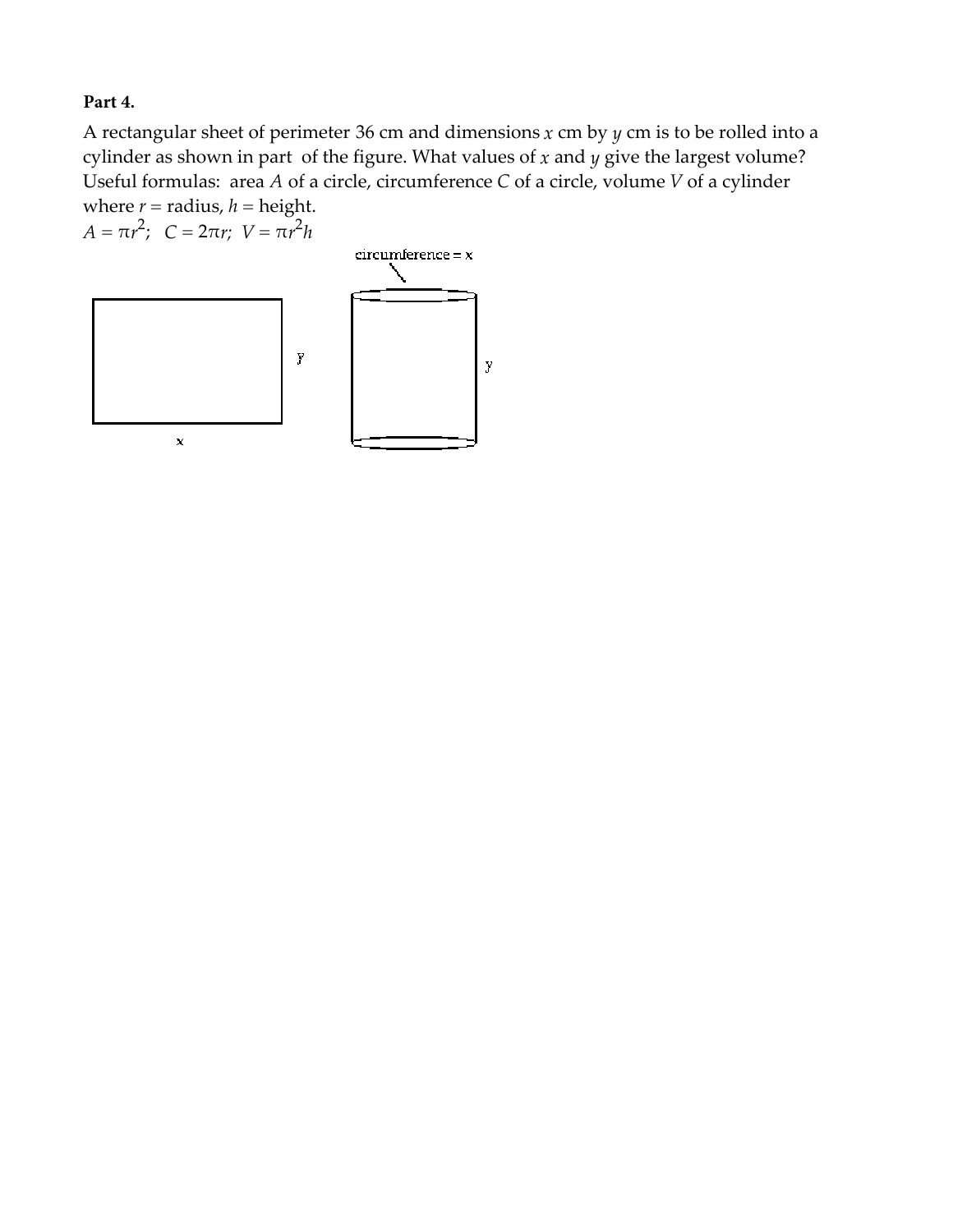**Part 4.**

A rectangular sheet of perimeter 36 cm and dimensions $x$ cm by $y$ cm is to be rolled into a cylinder as shown in part  of the figure. What values of $x$ and $y$ give the largest volume? Useful formulas:  area $A$ of a circle, circumference $C$ of a circle, volume $V$ of a cylinder where $r$ = radius, $h$ = height.
$A = \pi r^2$;  $C = 2\pi r$;  $V = \pi r^2 h$

circumference = x

y

x

y